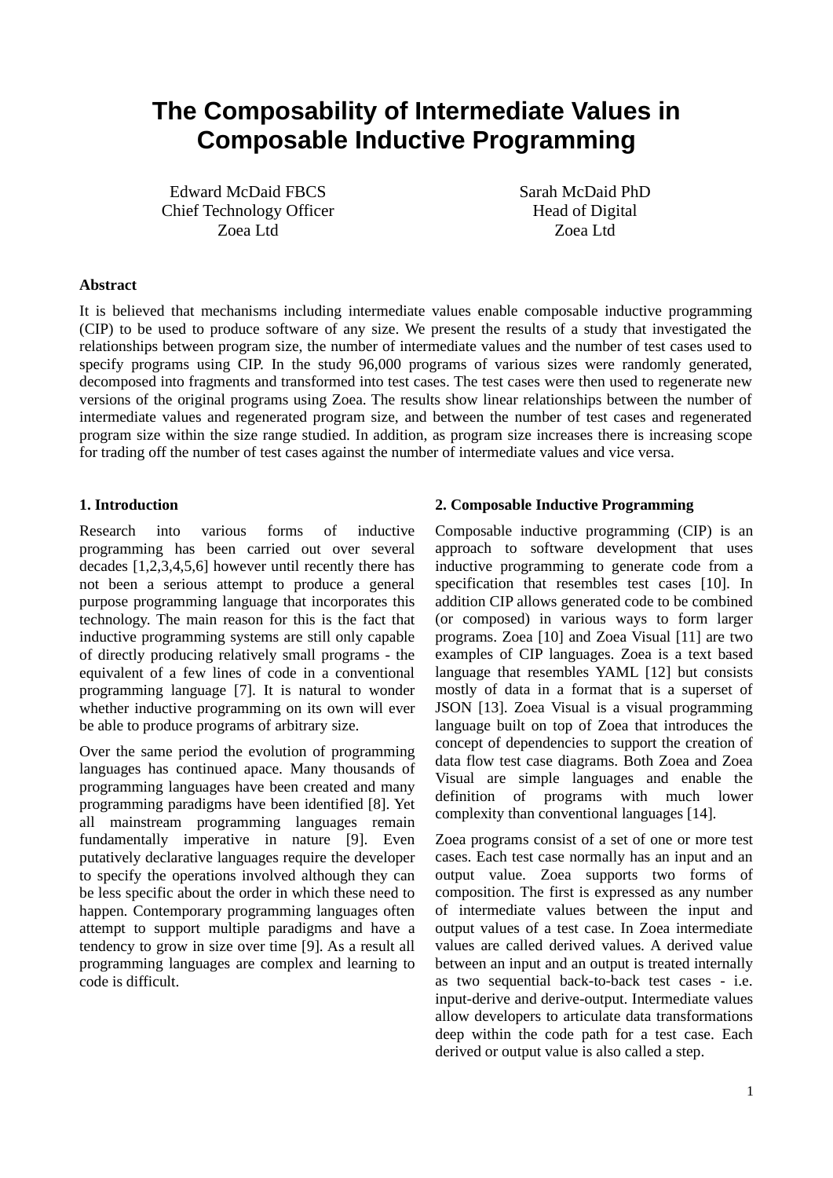# The Composability of Intermediate Values in Composable Inductive Programming

Edward McDaid FBCS
Chief Technology Officer
Zoea Ltd

Sarah McDaid PhD
Head of Digital
Zoea Ltd

### Abstract

It is believed that mechanisms including intermediate values enable composable inductive programming (CIP) to be used to produce software of any size. We present the results of a study that investigated the relationships between program size, the number of intermediate values and the number of test cases used to specify programs using CIP. In the study 96,000 programs of various sizes were randomly generated, decomposed into fragments and transformed into test cases. The test cases were then used to regenerate new versions of the original programs using Zoea. The results show linear relationships between the number of intermediate values and regenerated program size, and between the number of test cases and regenerated program size within the size range studied. In addition, as program size increases there is increasing scope for trading off the number of test cases against the number of intermediate values and vice versa.

## 1. Introduction

Research into various forms of inductive programming has been carried out over several decades [1,2,3,4,5,6] however until recently there has not been a serious attempt to produce a general purpose programming language that incorporates this technology. The main reason for this is the fact that inductive programming systems are still only capable of directly producing relatively small programs - the equivalent of a few lines of code in a conventional programming language [7]. It is natural to wonder whether inductive programming on its own will ever be able to produce programs of arbitrary size.

Over the same period the evolution of programming languages has continued apace. Many thousands of programming languages have been created and many programming paradigms have been identified [8]. Yet all mainstream programming languages remain fundamentally imperative in nature [9]. Even putatively declarative languages require the developer to specify the operations involved although they can be less specific about the order in which these need to happen. Contemporary programming languages often attempt to support multiple paradigms and have a tendency to grow in size over time [9]. As a result all programming languages are complex and learning to code is difficult.

## 2. Composable Inductive Programming

Composable inductive programming (CIP) is an approach to software development that uses inductive programming to generate code from a specification that resembles test cases [10]. In addition CIP allows generated code to be combined (or composed) in various ways to form larger programs. Zoea [10] and Zoea Visual [11] are two examples of CIP languages. Zoea is a text based language that resembles YAML [12] but consists mostly of data in a format that is a superset of JSON [13]. Zoea Visual is a visual programming language built on top of Zoea that introduces the concept of dependencies to support the creation of data flow test case diagrams. Both Zoea and Zoea Visual are simple languages and enable the definition of programs with much lower complexity than conventional languages [14].

Zoea programs consist of a set of one or more test cases. Each test case normally has an input and an output value. Zoea supports two forms of composition. The first is expressed as any number of intermediate values between the input and output values of a test case. In Zoea intermediate values are called derived values. A derived value between an input and an output is treated internally as two sequential back-to-back test cases - i.e. input-derive and derive-output. Intermediate values allow developers to articulate data transformations deep within the code path for a test case. Each derived or output value is also called a step.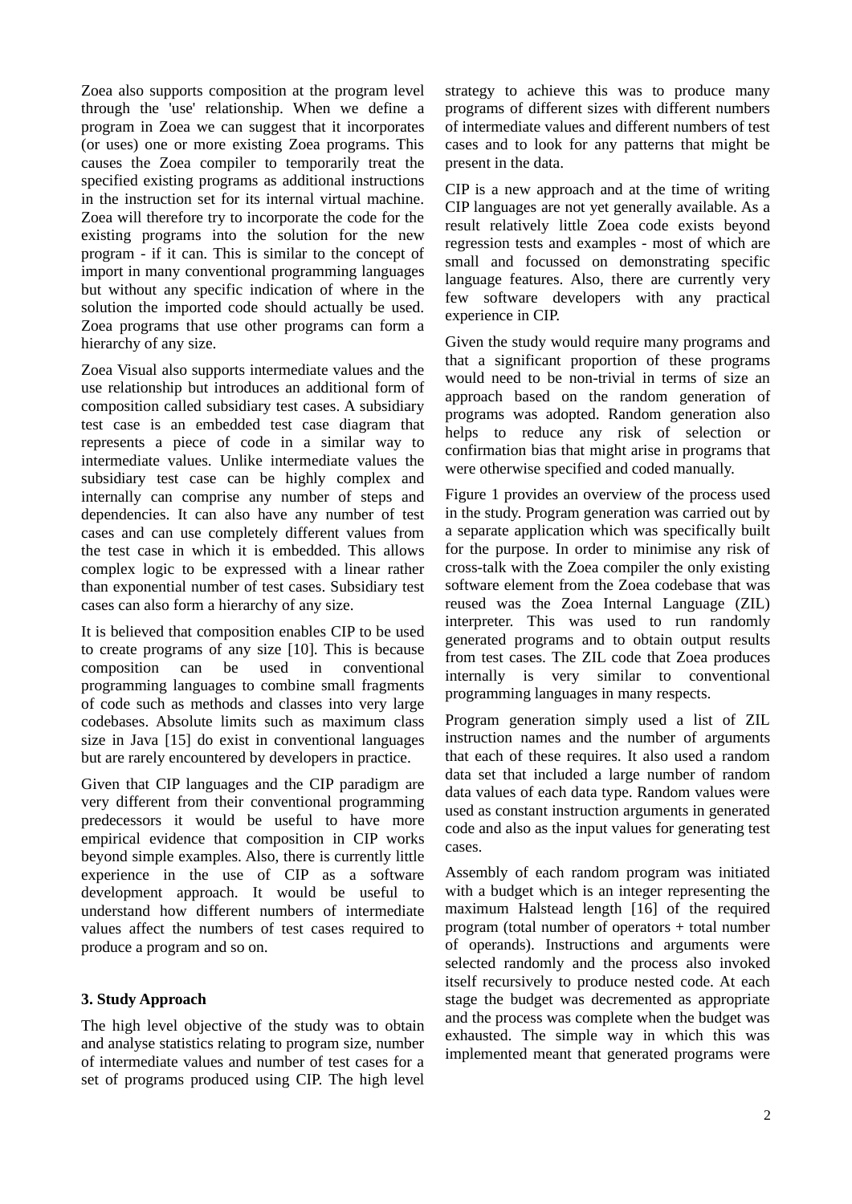Zoea also supports composition at the program level through the 'use' relationship. When we define a program in Zoea we can suggest that it incorporates (or uses) one or more existing Zoea programs. This causes the Zoea compiler to temporarily treat the specified existing programs as additional instructions in the instruction set for its internal virtual machine. Zoea will therefore try to incorporate the code for the existing programs into the solution for the new program - if it can. This is similar to the concept of import in many conventional programming languages but without any specific indication of where in the solution the imported code should actually be used. Zoea programs that use other programs can form a hierarchy of any size.

Zoea Visual also supports intermediate values and the use relationship but introduces an additional form of composition called subsidiary test cases. A subsidiary test case is an embedded test case diagram that represents a piece of code in a similar way to intermediate values. Unlike intermediate values the subsidiary test case can be highly complex and internally can comprise any number of steps and dependencies. It can also have any number of test cases and can use completely different values from the test case in which it is embedded. This allows complex logic to be expressed with a linear rather than exponential number of test cases. Subsidiary test cases can also form a hierarchy of any size.

It is believed that composition enables CIP to be used to create programs of any size [10]. This is because composition can be used in conventional programming languages to combine small fragments of code such as methods and classes into very large codebases. Absolute limits such as maximum class size in Java [15] do exist in conventional languages but are rarely encountered by developers in practice.

Given that CIP languages and the CIP paradigm are very different from their conventional programming predecessors it would be useful to have more empirical evidence that composition in CIP works beyond simple examples. Also, there is currently little experience in the use of CIP as a software development approach. It would be useful to understand how different numbers of intermediate values affect the numbers of test cases required to produce a program and so on.

### 3. Study Approach

The high level objective of the study was to obtain and analyse statistics relating to program size, number of intermediate values and number of test cases for a set of programs produced using CIP. The high level strategy to achieve this was to produce many programs of different sizes with different numbers of intermediate values and different numbers of test cases and to look for any patterns that might be present in the data.

CIP is a new approach and at the time of writing CIP languages are not yet generally available. As a result relatively little Zoea code exists beyond regression tests and examples - most of which are small and focussed on demonstrating specific language features. Also, there are currently very few software developers with any practical experience in CIP.

Given the study would require many programs and that a significant proportion of these programs would need to be non-trivial in terms of size an approach based on the random generation of programs was adopted. Random generation also helps to reduce any risk of selection or confirmation bias that might arise in programs that were otherwise specified and coded manually.

Figure 1 provides an overview of the process used in the study. Program generation was carried out by a separate application which was specifically built for the purpose. In order to minimise any risk of cross-talk with the Zoea compiler the only existing software element from the Zoea codebase that was reused was the Zoea Internal Language (ZIL) interpreter. This was used to run randomly generated programs and to obtain output results from test cases. The ZIL code that Zoea produces internally is very similar to conventional programming languages in many respects.

Program generation simply used a list of ZIL instruction names and the number of arguments that each of these requires. It also used a random data set that included a large number of random data values of each data type. Random values were used as constant instruction arguments in generated code and also as the input values for generating test cases.

Assembly of each random program was initiated with a budget which is an integer representing the maximum Halstead length [16] of the required program (total number of operators + total number of operands). Instructions and arguments were selected randomly and the process also invoked itself recursively to produce nested code. At each stage the budget was decremented as appropriate and the process was complete when the budget was exhausted. The simple way in which this was implemented meant that generated programs were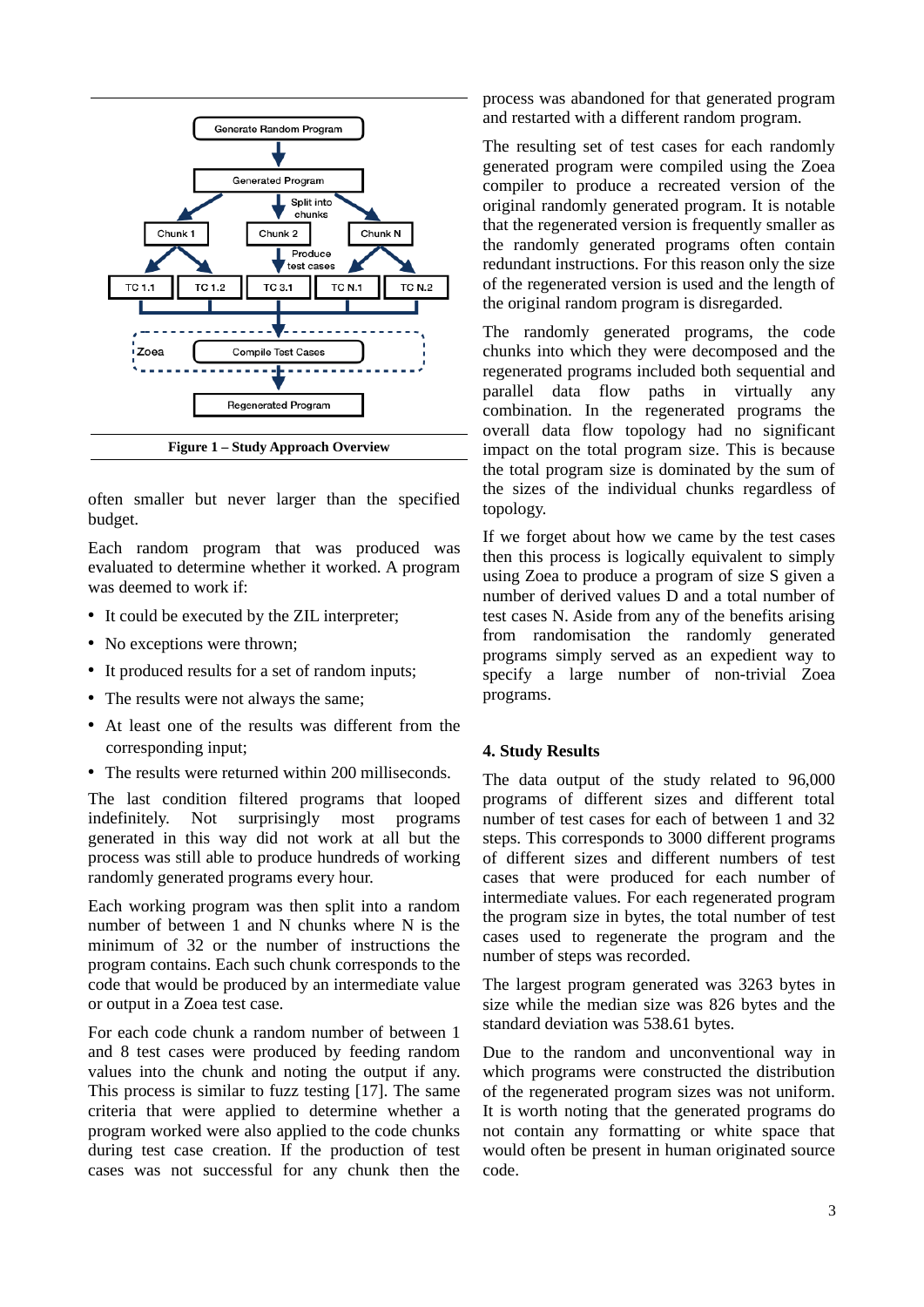Figure 1 – Study Approach Overview

often smaller but never larger than the specified budget.

Each random program that was produced was evaluated to determine whether it worked. A program was deemed to work if:

- It could be executed by the ZIL interpreter;
- No exceptions were thrown;
- It produced results for a set of random inputs;
- The results were not always the same;
- At least one of the results was different from the corresponding input;
- The results were returned within 200 milliseconds.

The last condition filtered programs that looped indefinitely. Not surprisingly most programs generated in this way did not work at all but the process was still able to produce hundreds of working randomly generated programs every hour.

Each working program was then split into a random number of between 1 and N chunks where N is the minimum of 32 or the number of instructions the program contains. Each such chunk corresponds to the code that would be produced by an intermediate value or output in a Zoea test case.

For each code chunk a random number of between 1 and 8 test cases were produced by feeding random values into the chunk and noting the output if any. This process is similar to fuzz testing [17]. The same criteria that were applied to determine whether a program worked were also applied to the code chunks during test case creation. If the production of test cases was not successful for any chunk then the process was abandoned for that generated program and restarted with a different random program.

The resulting set of test cases for each randomly generated program were compiled using the Zoea compiler to produce a recreated version of the original randomly generated program. It is notable that the regenerated version is frequently smaller as the randomly generated programs often contain redundant instructions. For this reason only the size of the regenerated version is used and the length of the original random program is disregarded.

The randomly generated programs, the code chunks into which they were decomposed and the regenerated programs included both sequential and parallel data flow paths in virtually any combination. In the regenerated programs the overall data flow topology had no significant impact on the total program size. This is because the total program size is dominated by the sum of the sizes of the individual chunks regardless of topology.

If we forget about how we came by the test cases then this process is logically equivalent to simply using Zoea to produce a program of size S given a number of derived values D and a total number of test cases N. Aside from any of the benefits arising from randomisation the randomly generated programs simply served as an expedient way to specify a large number of non-trivial Zoea programs.

## 4. Study Results

The data output of the study related to 96,000 programs of different sizes and different total number of test cases for each of between 1 and 32 steps. This corresponds to 3000 different programs of different sizes and different numbers of test cases that were produced for each number of intermediate values. For each regenerated program the program size in bytes, the total number of test cases used to regenerate the program and the number of steps was recorded.

The largest program generated was 3263 bytes in size while the median size was 826 bytes and the standard deviation was 538.61 bytes.

Due to the random and unconventional way in which programs were constructed the distribution of the regenerated program sizes was not uniform. It is worth noting that the generated programs do not contain any formatting or white space that would often be present in human originated source code.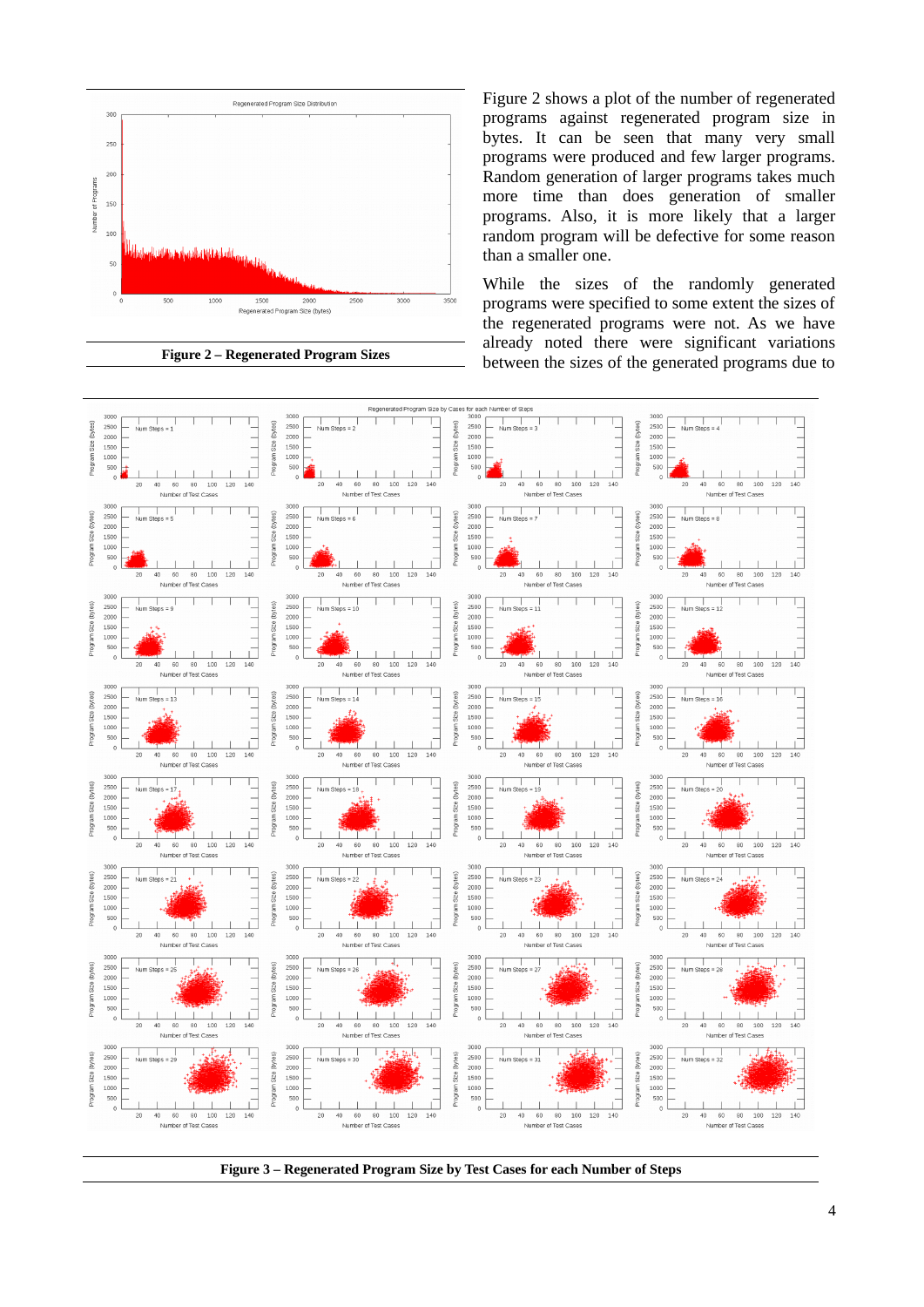Figure 2 – Regenerated Program Sizes

Figure 2 shows a plot of the number of regenerated programs against regenerated program size in bytes. It can be seen that many very small programs were produced and few larger programs. Random generation of larger programs takes much more time than does generation of smaller programs. Also, it is more likely that a larger random program will be defective for some reason than a smaller one.

While the sizes of the randomly generated programs were specified to some extent the sizes of the regenerated programs were not. As we have already noted there were significant variations between the sizes of the generated programs due to

Figure 3 – Regenerated Program Size by Test Cases for each Number of Steps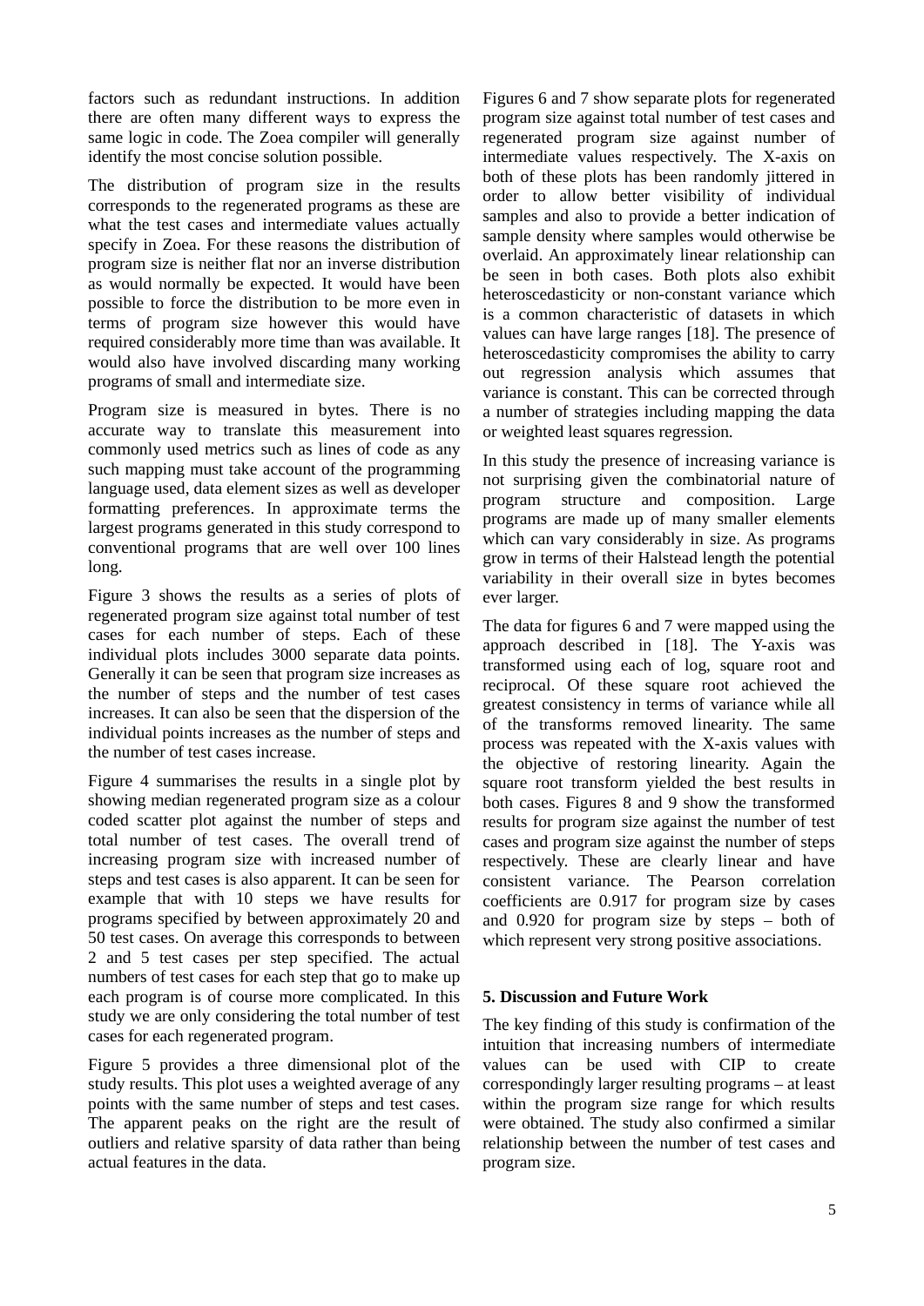factors such as redundant instructions. In addition there are often many different ways to express the same logic in code. The Zoea compiler will generally identify the most concise solution possible.

The distribution of program size in the results corresponds to the regenerated programs as these are what the test cases and intermediate values actually specify in Zoea. For these reasons the distribution of program size is neither flat nor an inverse distribution as would normally be expected. It would have been possible to force the distribution to be more even in terms of program size however this would have required considerably more time than was available. It would also have involved discarding many working programs of small and intermediate size.

Program size is measured in bytes. There is no accurate way to translate this measurement into commonly used metrics such as lines of code as any such mapping must take account of the programming language used, data element sizes as well as developer formatting preferences. In approximate terms the largest programs generated in this study correspond to conventional programs that are well over 100 lines long.

Figure 3 shows the results as a series of plots of regenerated program size against total number of test cases for each number of steps. Each of these individual plots includes 3000 separate data points. Generally it can be seen that program size increases as the number of steps and the number of test cases increases. It can also be seen that the dispersion of the individual points increases as the number of steps and the number of test cases increase.

Figure 4 summarises the results in a single plot by showing median regenerated program size as a colour coded scatter plot against the number of steps and total number of test cases. The overall trend of increasing program size with increased number of steps and test cases is also apparent. It can be seen for example that with 10 steps we have results for programs specified by between approximately 20 and 50 test cases. On average this corresponds to between 2 and 5 test cases per step specified. The actual numbers of test cases for each step that go to make up each program is of course more complicated. In this study we are only considering the total number of test cases for each regenerated program.

Figure 5 provides a three dimensional plot of the study results. This plot uses a weighted average of any points with the same number of steps and test cases. The apparent peaks on the right are the result of outliers and relative sparsity of data rather than being actual features in the data.

Figures 6 and 7 show separate plots for regenerated program size against total number of test cases and regenerated program size against number of intermediate values respectively. The X-axis on both of these plots has been randomly jittered in order to allow better visibility of individual samples and also to provide a better indication of sample density where samples would otherwise be overlaid. An approximately linear relationship can be seen in both cases. Both plots also exhibit heteroscedasticity or non-constant variance which is a common characteristic of datasets in which values can have large ranges [18]. The presence of heteroscedasticity compromises the ability to carry out regression analysis which assumes that variance is constant. This can be corrected through a number of strategies including mapping the data or weighted least squares regression.

In this study the presence of increasing variance is not surprising given the combinatorial nature of program structure and composition. Large programs are made up of many smaller elements which can vary considerably in size. As programs grow in terms of their Halstead length the potential variability in their overall size in bytes becomes ever larger.

The data for figures 6 and 7 were mapped using the approach described in [18]. The Y-axis was transformed using each of log, square root and reciprocal. Of these square root achieved the greatest consistency in terms of variance while all of the transforms removed linearity. The same process was repeated with the X-axis values with the objective of restoring linearity. Again the square root transform yielded the best results in both cases. Figures 8 and 9 show the transformed results for program size against the number of test cases and program size against the number of steps respectively. These are clearly linear and have consistent variance. The Pearson correlation coefficients are 0.917 for program size by cases and 0.920 for program size by steps – both of which represent very strong positive associations.

## 5. Discussion and Future Work

The key finding of this study is confirmation of the intuition that increasing numbers of intermediate values can be used with CIP to create correspondingly larger resulting programs – at least within the program size range for which results were obtained. The study also confirmed a similar relationship between the number of test cases and program size.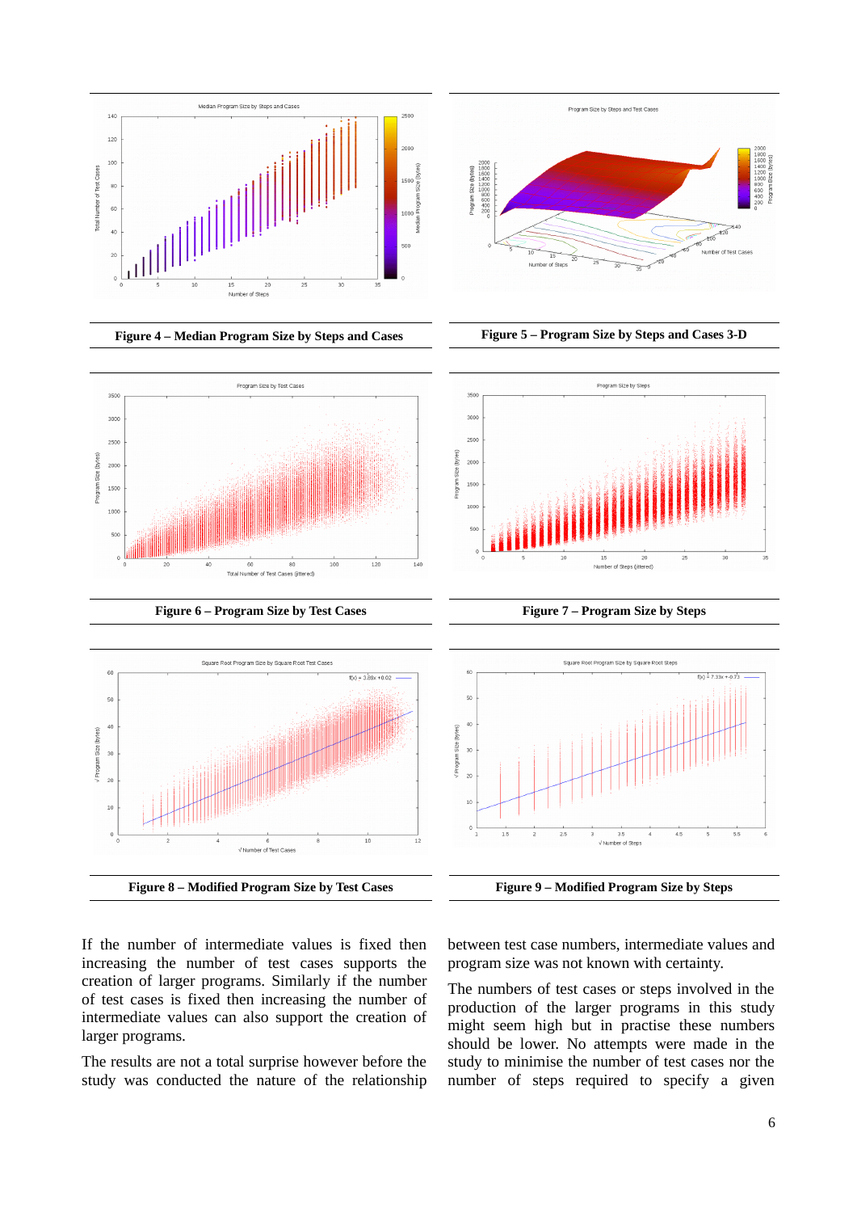**Figure 4 – Median Program Size by Steps and Cases**

**Figure 5 – Program Size by Steps and Cases 3-D**

**Figure 6 – Program Size by Test Cases**

**Figure 7 – Program Size by Steps**

**Figure 8 – Modified Program Size by Test Cases**

**Figure 9 – Modified Program Size by Steps**

If the number of intermediate values is fixed then increasing the number of test cases supports the creation of larger programs. Similarly if the number of test cases is fixed then increasing the number of intermediate values can also support the creation of larger programs.

The results are not a total surprise however before the study was conducted the nature of the relationship between test case numbers, intermediate values and program size was not known with certainty.

The numbers of test cases or steps involved in the production of the larger programs in this study might seem high but in practise these numbers should be lower. No attempts were made in the study to minimise the number of test cases nor the number of steps required to specify a given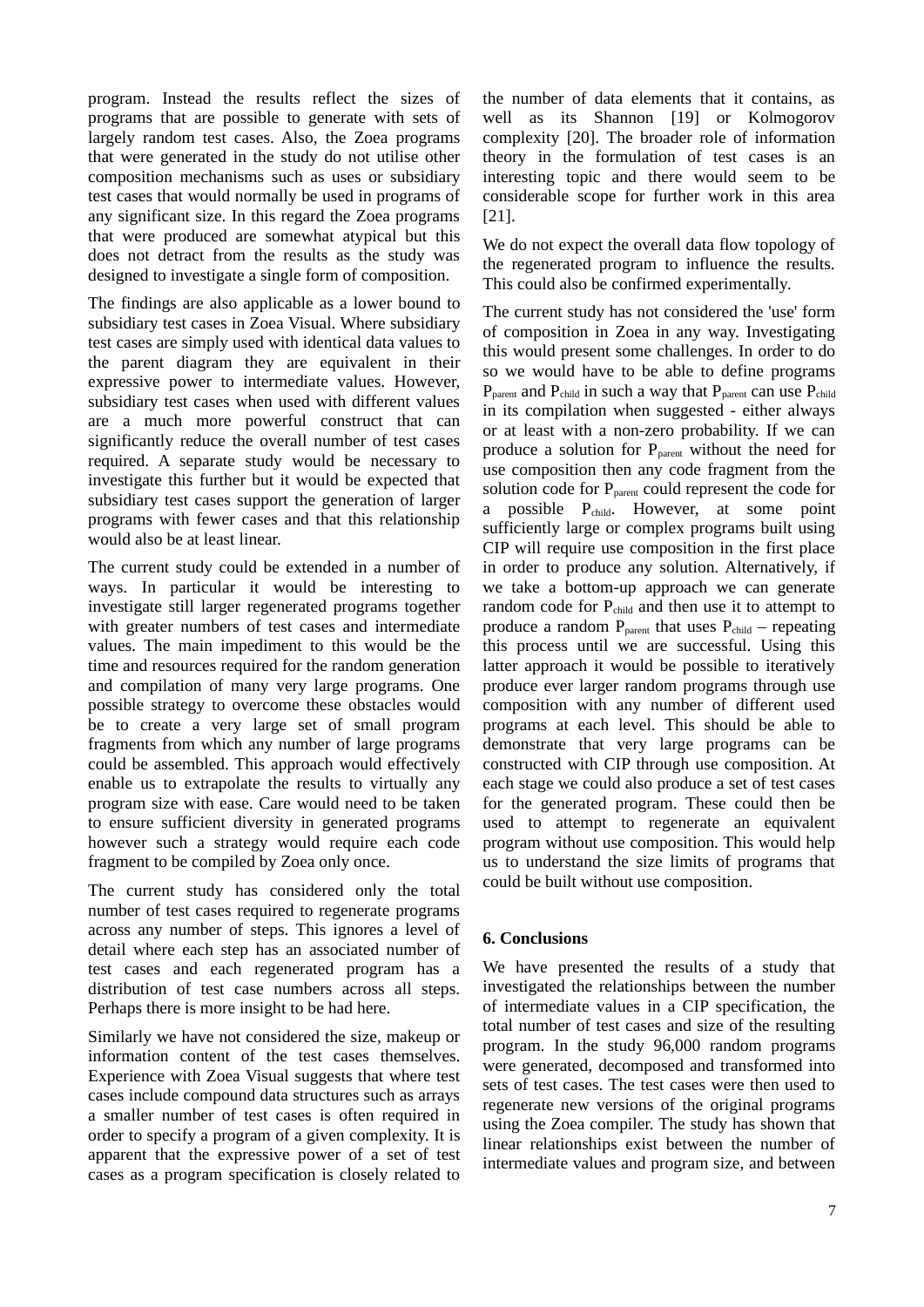program. Instead the results reflect the sizes of programs that are possible to generate with sets of largely random test cases. Also, the Zoea programs that were generated in the study do not utilise other composition mechanisms such as uses or subsidiary test cases that would normally be used in programs of any significant size. In this regard the Zoea programs that were produced are somewhat atypical but this does not detract from the results as the study was designed to investigate a single form of composition.

The findings are also applicable as a lower bound to subsidiary test cases in Zoea Visual. Where subsidiary test cases are simply used with identical data values to the parent diagram they are equivalent in their expressive power to intermediate values. However, subsidiary test cases when used with different values are a much more powerful construct that can significantly reduce the overall number of test cases required. A separate study would be necessary to investigate this further but it would be expected that subsidiary test cases support the generation of larger programs with fewer cases and that this relationship would also be at least linear.

The current study could be extended in a number of ways. In particular it would be interesting to investigate still larger regenerated programs together with greater numbers of test cases and intermediate values. The main impediment to this would be the time and resources required for the random generation and compilation of many very large programs. One possible strategy to overcome these obstacles would be to create a very large set of small program fragments from which any number of large programs could be assembled. This approach would effectively enable us to extrapolate the results to virtually any program size with ease. Care would need to be taken to ensure sufficient diversity in generated programs however such a strategy would require each code fragment to be compiled by Zoea only once.

The current study has considered only the total number of test cases required to regenerate programs across any number of steps. This ignores a level of detail where each step has an associated number of test cases and each regenerated program has a distribution of test case numbers across all steps. Perhaps there is more insight to be had here.

Similarly we have not considered the size, makeup or information content of the test cases themselves. Experience with Zoea Visual suggests that where test cases include compound data structures such as arrays a smaller number of test cases is often required in order to specify a program of a given complexity. It is apparent that the expressive power of a set of test cases as a program specification is closely related to the number of data elements that it contains, as well as its Shannon [19] or Kolmogorov complexity [20]. The broader role of information theory in the formulation of test cases is an interesting topic and there would seem to be considerable scope for further work in this area [21].

We do not expect the overall data flow topology of the regenerated program to influence the results. This could also be confirmed experimentally.

The current study has not considered the 'use' form of composition in Zoea in any way. Investigating this would present some challenges. In order to do so we would have to be able to define programs $P_{parent}$ and $P_{child}$ in such a way that $P_{parent}$ can use $P_{child}$ in its compilation when suggested - either always or at least with a non-zero probability. If we can produce a solution for $P_{parent}$ without the need for use composition then any code fragment from the solution code for $P_{parent}$ could represent the code for a possible $P_{child}$. However, at some point sufficiently large or complex programs built using CIP will require use composition in the first place in order to produce any solution. Alternatively, if we take a bottom-up approach we can generate random code for $P_{child}$ and then use it to attempt to produce a random $P_{parent}$ that uses $P_{child}$ – repeating this process until we are successful. Using this latter approach it would be possible to iteratively produce ever larger random programs through use composition with any number of different used programs at each level. This should be able to demonstrate that very large programs can be constructed with CIP through use composition. At each stage we could also produce a set of test cases for the generated program. These could then be used to attempt to regenerate an equivalent program without use composition. This would help us to understand the size limits of programs that could be built without use composition.

## 6. Conclusions

We have presented the results of a study that investigated the relationships between the number of intermediate values in a CIP specification, the total number of test cases and size of the resulting program. In the study 96,000 random programs were generated, decomposed and transformed into sets of test cases. The test cases were then used to regenerate new versions of the original programs using the Zoea compiler. The study has shown that linear relationships exist between the number of intermediate values and program size, and between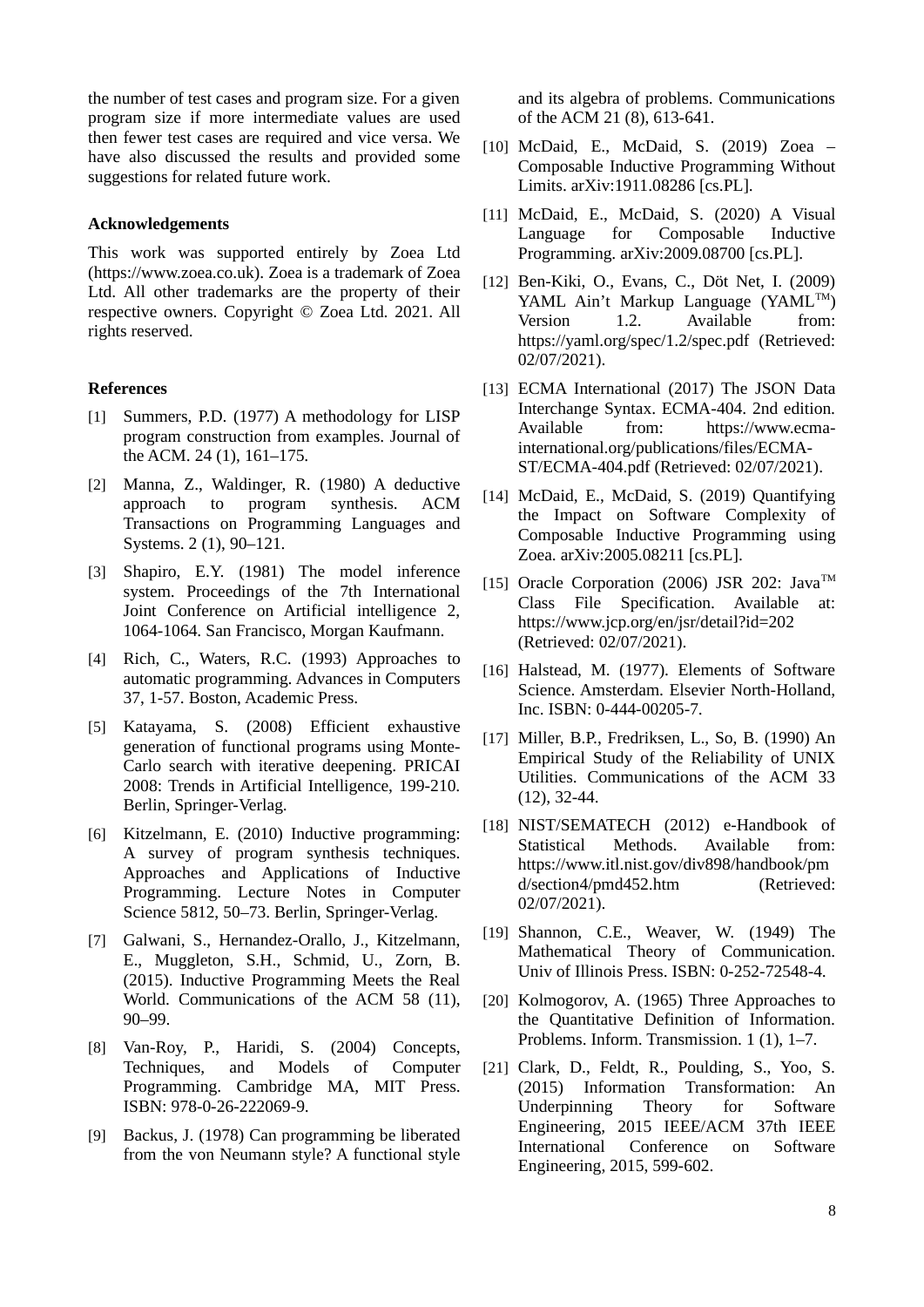the number of test cases and program size. For a given program size if more intermediate values are used then fewer test cases are required and vice versa. We have also discussed the results and provided some suggestions for related future work.

### Acknowledgements

This work was supported entirely by Zoea Ltd (https://www.zoea.co.uk). Zoea is a trademark of Zoea Ltd. All other trademarks are the property of their respective owners. Copyright © Zoea Ltd. 2021. All rights reserved.

### References

[1] Summers, P.D. (1977) A methodology for LISP program construction from examples. Journal of the ACM. 24 (1), 161–175.

[2] Manna, Z., Waldinger, R. (1980) A deductive approach to program synthesis. ACM Transactions on Programming Languages and Systems. 2 (1), 90–121.

[3] Shapiro, E.Y. (1981) The model inference system. Proceedings of the 7th International Joint Conference on Artificial intelligence 2, 1064-1064. San Francisco, Morgan Kaufmann.

[4] Rich, C., Waters, R.C. (1993) Approaches to automatic programming. Advances in Computers 37, 1-57. Boston, Academic Press.

[5] Katayama, S. (2008) Efficient exhaustive generation of functional programs using Monte-Carlo search with iterative deepening. PRICAI 2008: Trends in Artificial Intelligence, 199-210. Berlin, Springer-Verlag.

[6] Kitzelmann, E. (2010) Inductive programming: A survey of program synthesis techniques. Approaches and Applications of Inductive Programming. Lecture Notes in Computer Science 5812, 50–73. Berlin, Springer-Verlag.

[7] Galwani, S., Hernandez-Orallo, J., Kitzelmann, E., Muggleton, S.H., Schmid, U., Zorn, B. (2015). Inductive Programming Meets the Real World. Communications of the ACM 58 (11), 90–99.

[8] Van-Roy, P., Haridi, S. (2004) Concepts, Techniques, and Models of Computer Programming. Cambridge MA, MIT Press. ISBN: 978-0-26-222069-9.

[9] Backus, J. (1978) Can programming be liberated from the von Neumann style? A functional style and its algebra of problems. Communications of the ACM 21 (8), 613-641.

[10] McDaid, E., McDaid, S. (2019) Zoea – Composable Inductive Programming Without Limits. arXiv:1911.08286 [cs.PL].

[11] McDaid, E., McDaid, S. (2020) A Visual Language for Composable Inductive Programming. arXiv:2009.08700 [cs.PL].

[12] Ben-Kiki, O., Evans, C., Döt Net, I. (2009) YAML Ain't Markup Language (YAML™) Version 1.2. Available from: https://yaml.org/spec/1.2/spec.pdf (Retrieved: 02/07/2021).

[13] ECMA International (2017) The JSON Data Interchange Syntax. ECMA-404. 2nd edition. Available from: https://www.ecma-international.org/publications/files/ECMA-ST/ECMA-404.pdf (Retrieved: 02/07/2021).

[14] McDaid, E., McDaid, S. (2019) Quantifying the Impact on Software Complexity of Composable Inductive Programming using Zoea. arXiv:2005.08211 [cs.PL].

[15] Oracle Corporation (2006) JSR 202: Java™ Class File Specification. Available at: https://www.jcp.org/en/jsr/detail?id=202 (Retrieved: 02/07/2021).

[16] Halstead, M. (1977). Elements of Software Science. Amsterdam. Elsevier North-Holland, Inc. ISBN: 0-444-00205-7.

[17] Miller, B.P., Fredriksen, L., So, B. (1990) An Empirical Study of the Reliability of UNIX Utilities. Communications of the ACM 33 (12), 32-44.

[18] NIST/SEMATECH (2012) e-Handbook of Statistical Methods. Available from: https://www.itl.nist.gov/div898/handbook/pmd/section4/pmd452.htm (Retrieved: 02/07/2021).

[19] Shannon, C.E., Weaver, W. (1949) The Mathematical Theory of Communication. Univ of Illinois Press. ISBN: 0-252-72548-4.

[20] Kolmogorov, A. (1965) Three Approaches to the Quantitative Definition of Information. Problems. Inform. Transmission. 1 (1), 1–7.

[21] Clark, D., Feldt, R., Poulding, S., Yoo, S. (2015) Information Transformation: An Underpinning Theory for Software Engineering, 2015 IEEE/ACM 37th IEEE International Conference on Software Engineering, 2015, 599-602.